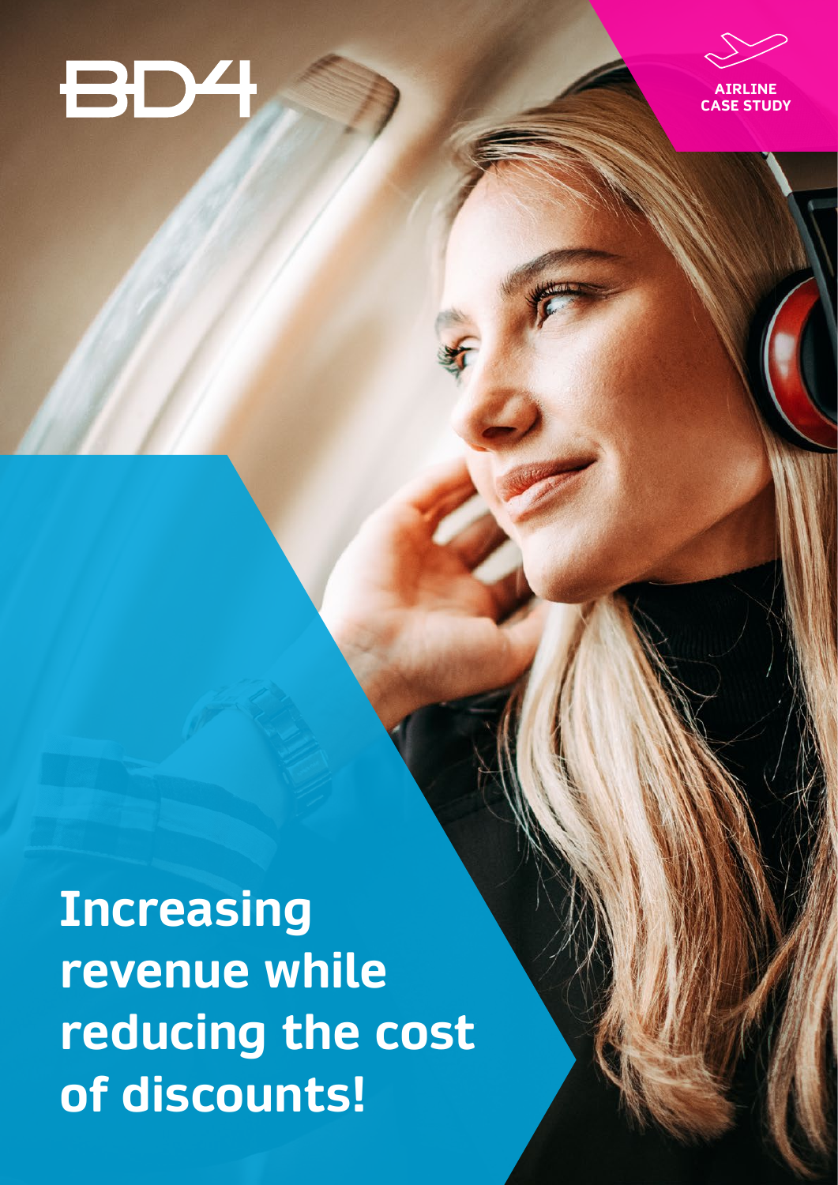BD4

AIRLINE CASE STUDY

# Increasing revenue while reducing the cost of discounts!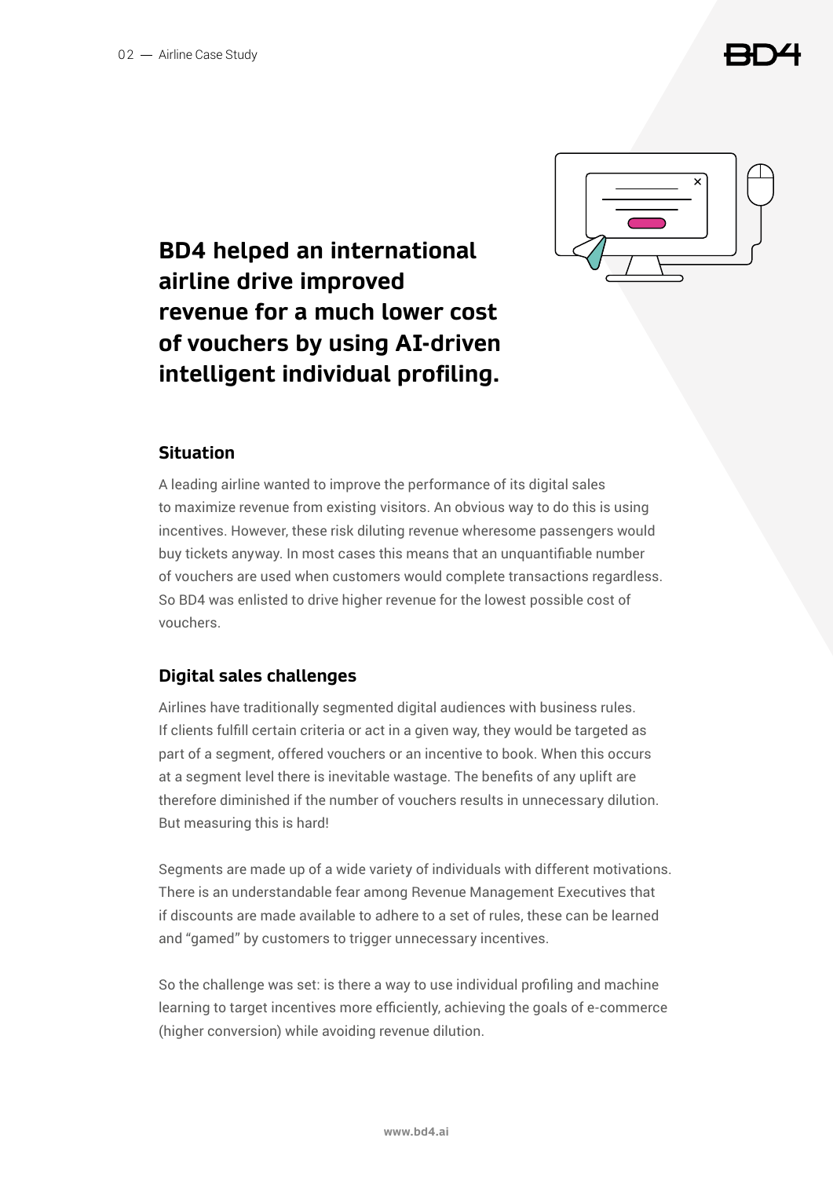# BD4 helped an international airline drive improved revenue for a much lower cost of vouchers by using AI-driven intelligent individual profiling.

## Situation

A leading airline wanted to improve the performance of its digital sales to maximize revenue from existing visitors. An obvious way to do this is using incentives. However, these risk diluting revenue wheresome passengers would buy tickets anyway. In most cases this means that an unquantifiable number of vouchers are used when customers would complete transactions regardless. So BD4 was enlisted to drive higher revenue for the lowest possible cost of vouchers.

## Digital sales challenges

Airlines have traditionally segmented digital audiences with business rules. If clients fulfill certain criteria or act in a given way, they would be targeted as part of a segment, offered vouchers or an incentive to book. When this occurs at a segment level there is inevitable wastage. The benefits of any uplift are therefore diminished if the number of vouchers results in unnecessary dilution. But measuring this is hard!

Segments are made up of a wide variety of individuals with different motivations. There is an understandable fear among Revenue Management Executives that if discounts are made available to adhere to a set of rules, these can be learned and "gamed" by customers to trigger unnecessary incentives.

So the challenge was set: is there a way to use individual profiling and machine learning to target incentives more efficiently, achieving the goals of e-commerce (higher conversion) while avoiding revenue dilution.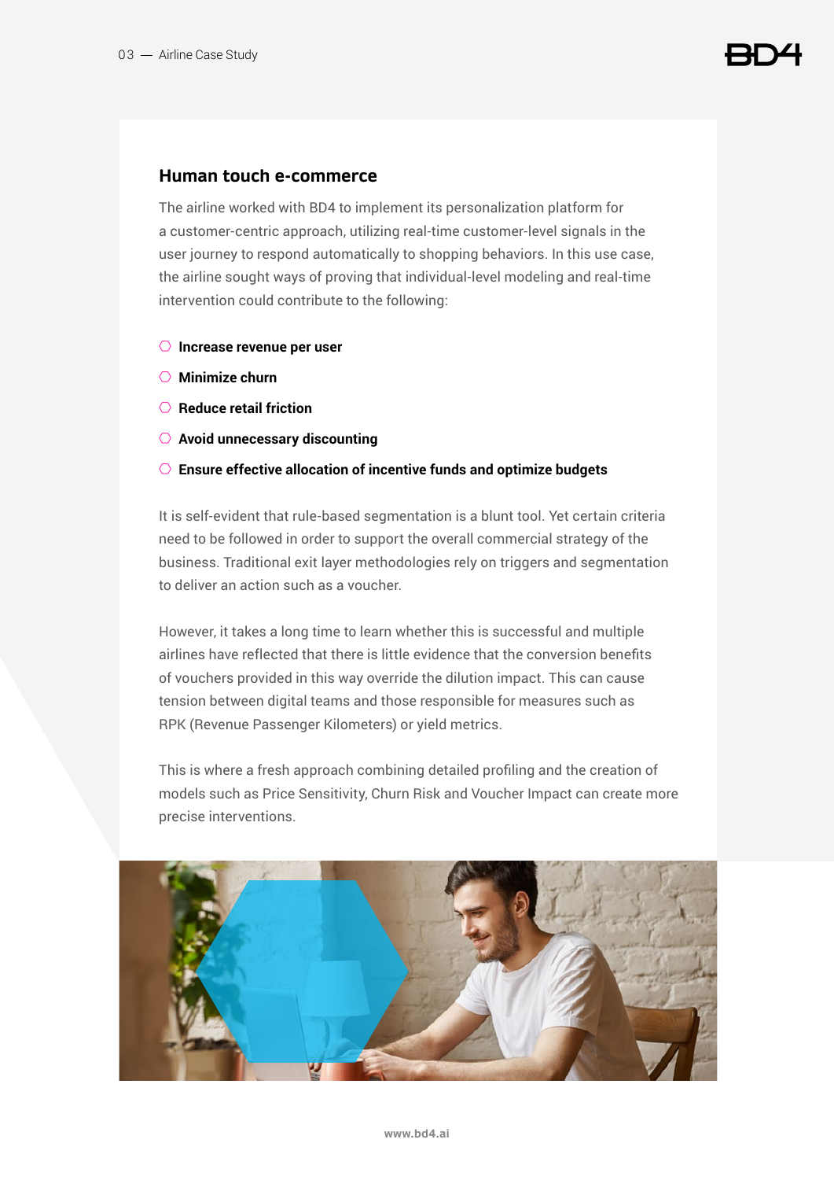## Human touch e-commerce

The airline worked with BD4 to implement its personalization platform for a customer-centric approach, utilizing real-time customer-level signals in the user journey to respond automatically to shopping behaviors. In this use case, the airline sought ways of proving that individual-level modeling and real-time intervention could contribute to the following:

- **Increase revenue per user**
- **Minimize churn**
- **Reduce retail friction**
- **Avoid unnecessary discounting**
- **Ensure effective allocation of incentive funds and optimize budgets**

It is self-evident that rule-based segmentation is a blunt tool. Yet certain criteria need to be followed in order to support the overall commercial strategy of the business. Traditional exit layer methodologies rely on triggers and segmentation to deliver an action such as a voucher.

However, it takes a long time to learn whether this is successful and multiple airlines have reflected that there is little evidence that the conversion benefits of vouchers provided in this way override the dilution impact. This can cause tension between digital teams and those responsible for measures such as RPK (Revenue Passenger Kilometers) or yield metrics.

This is where a fresh approach combining detailed profiling and the creation of models such as Price Sensitivity, Churn Risk and Voucher Impact can create more precise interventions.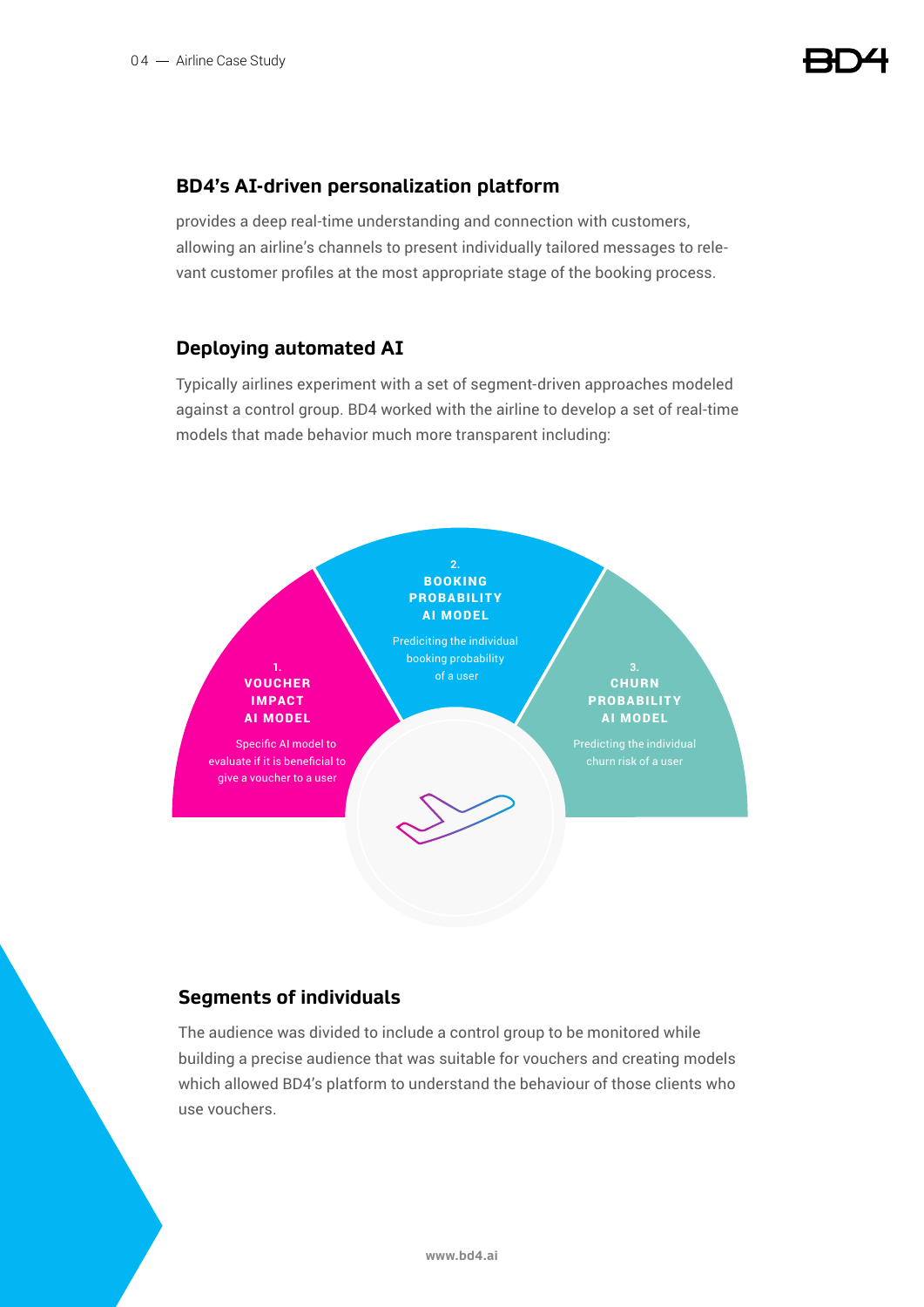## BD4's AI-driven personalization platform

provides a deep real-time understanding and connection with customers, allowing an airline's channels to present individually tailored messages to relevant customer profiles at the most appropriate stage of the booking process.

## Deploying automated AI

Typically airlines experiment with a set of segment-driven approaches modeled against a control group. BD4 worked with the airline to develop a set of real-time models that made behavior much more transparent including:

**1. VOUCHER IMPACT AI MODEL**

Specific AI model to evaluate if it is beneficial to give a voucher to a user

**2. BOOKING PROBABILITY AI MODEL**

Predicting the individual booking probability of a user

**3. CHURN PROBABILITY AI MODEL**

Predicting the individual churn risk of a user

## Segments of individuals

The audience was divided to include a control group to be monitored while building a precise audience that was suitable for vouchers and creating models which allowed BD4's platform to understand the behaviour of those clients who use vouchers.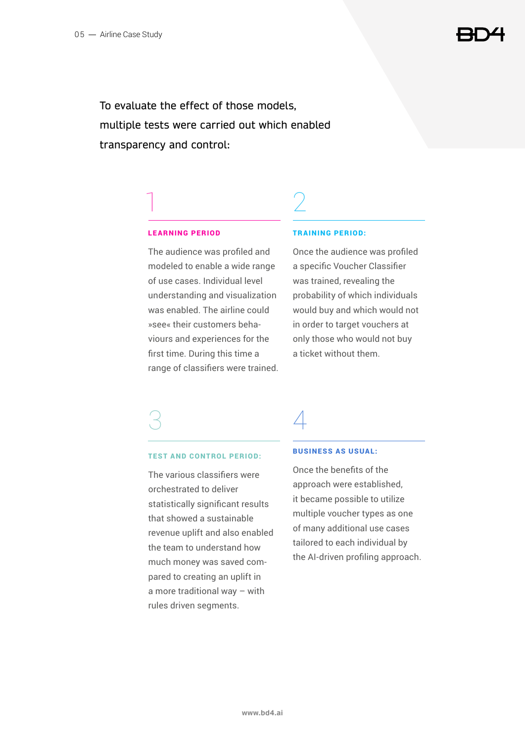To evaluate the effect of those models, multiple tests were carried out which enabled transparency and control:

## 1

### LEARNING PERIOD

The audience was profiled and modeled to enable a wide range of use cases. Individual level understanding and visualization was enabled. The airline could »see« their customers behaviours and experiences for the first time. During this time a range of classifiers were trained.

## 2

### TRAINING PERIOD:

Once the audience was profiled a specific Voucher Classifier was trained, revealing the probability of which individuals would buy and which would not in order to target vouchers at only those who would not buy a ticket without them.

## 3

### TEST AND CONTROL PERIOD:

The various classifiers were orchestrated to deliver statistically significant results that showed a sustainable revenue uplift and also enabled the team to understand how much money was saved compared to creating an uplift in a more traditional way – with rules driven segments.

## 4

### BUSINESS AS USUAL:

Once the benefits of the approach were established, it became possible to utilize multiple voucher types as one of many additional use cases tailored to each individual by the AI-driven profiling approach.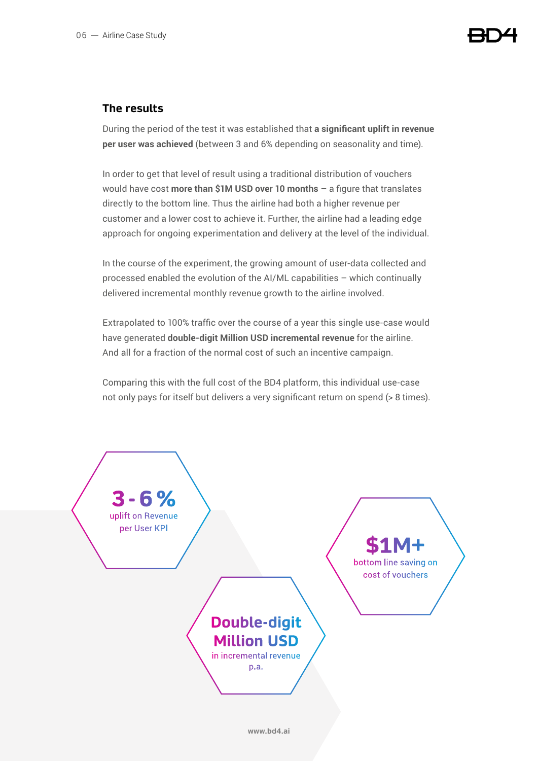## The results

During the period of the test it was established that **a significant uplift in revenue per user was achieved** (between 3 and 6% depending on seasonality and time).

In order to get that level of result using a traditional distribution of vouchers would have cost **more than $1M USD over 10 months** – a figure that translates directly to the bottom line. Thus the airline had both a higher revenue per customer and a lower cost to achieve it. Further, the airline had a leading edge approach for ongoing experimentation and delivery at the level of the individual.

In the course of the experiment, the growing amount of user-data collected and processed enabled the evolution of the AI/ML capabilities – which continually delivered incremental monthly revenue growth to the airline involved.

Extrapolated to 100% traffic over the course of a year this single use-case would have generated **double-digit Million USD incremental revenue** for the airline. And all for a fraction of the normal cost of such an incentive campaign.

Comparing this with the full cost of the BD4 platform, this individual use-case not only pays for itself but delivers a very significant return on spend (> 8 times).

**3 - 6 %**
uplift on Revenue per User KPI

**$1M+**
bottom line saving on cost of vouchers

**Double-digit Million USD**
in incremental revenue p.a.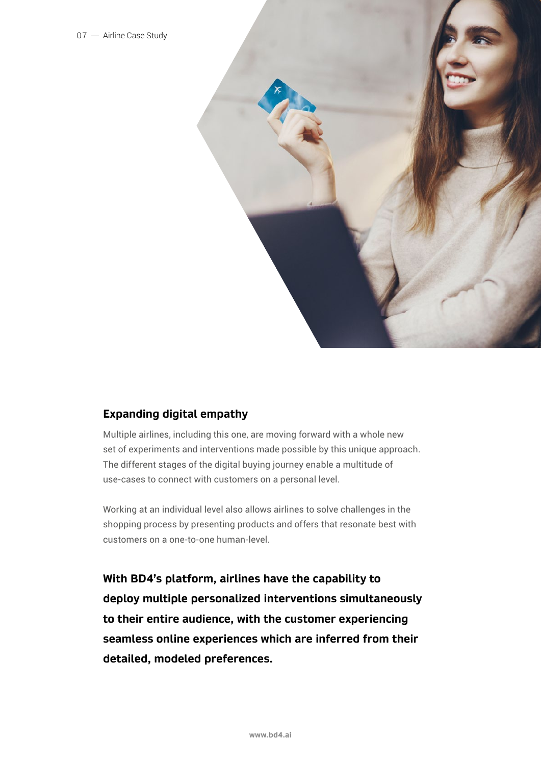## Expanding digital empathy

Multiple airlines, including this one, are moving forward with a whole new set of experiments and interventions made possible by this unique approach. The different stages of the digital buying journey enable a multitude of use-cases to connect with customers on a personal level.

Working at an individual level also allows airlines to solve challenges in the shopping process by presenting products and offers that resonate best with customers on a one-to-one human-level.

**With BD4's platform, airlines have the capability to deploy multiple personalized interventions simultaneously to their entire audience, with the customer experiencing seamless online experiences which are inferred from their detailed, modeled preferences.**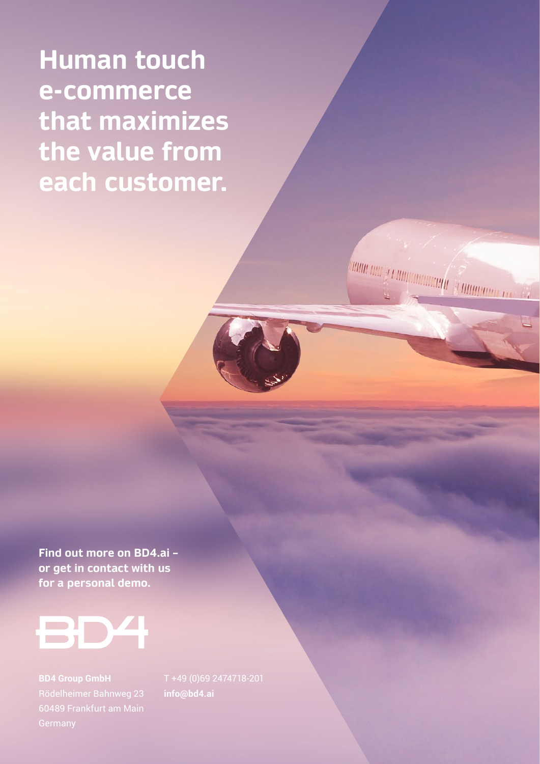# Human touch e-commerce that maximizes the value from each customer.

**Find out more on BD4.ai – or get in contact with us for a personal demo.**

BD4

**BD4 Group GmbH**
Rödelheimer Bahnweg 23
60489 Frankfurt am Main
Germany

T +49 (0)69 2474718-201
**info@bd4.ai**